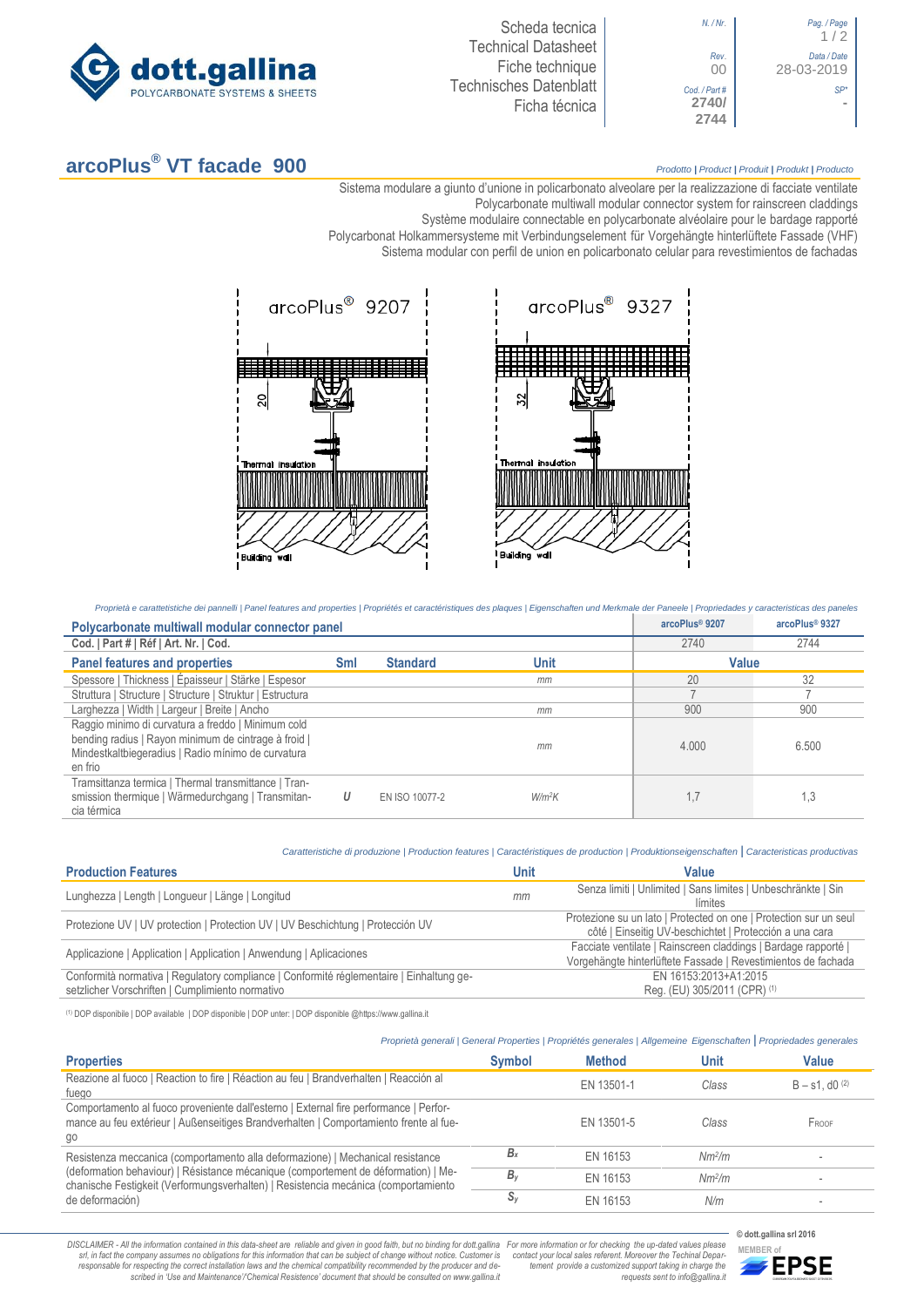Scheda tecnica
Technical Datasheet
Fiche technique
Technisches Datenblatt
Ficha técnica

| N. / Nr. | Pag. / Page |
|---|---|
| | 1 / 2 |
| Rev. 00 | Data / Date 28-03-2019 |
| Cod. / Part # 2740/ 2744 | SP* - |

# arcoPlus® VT facade 900

*Prodotto | Product | Produit | Produkt | Producto*

Sistema modulare a giunto d'unione in policarbonato alveolare per la realizzazione di facciate ventilate
Polycarbonate multiwall modular connector system for rainscreen claddings
Système modulaire connectable en polycarbonate alvéolaire pour le bardage rapporté
Polycarbonat Holkammersysteme mit Verbindungselement für Vorgehängte hinterlüftete Fassade (VHF)
Sistema modular con perfil de union en policarbonato celular para revestimientos de fachadas

arcoPlus® 9207 — 20 — Thermal insulation — Building wall

arcoPlus® 9327 — 32 — Thermal insulation — Building wall

*Proprietà e carattetistiche dei pannelli | Panel features and properties | Propriétés et caractéristiques des plaques | Eigenschaften und Merkmale der Paneele | Propriedades y caracteristicas des paneles*

| Polycarbonate multiwall modular connector panel | | | | arcoPlus® 9207 | arcoPlus® 9327 |
|---|---|---|---|---|---|
| Cod. \| Part # \| Réf \| Art. Nr. \| Cod. | | | | 2740 | 2744 |
| **Panel features and properties** | **Sml** | **Standard** | **Unit** | **Value** | |
| Spessore \| Thickness \| Épaisseur \| Stärke \| Espesor | | | mm | 20 | 32 |
| Struttura \| Structure \| Structure \| Struktur \| Estructura | | | | 7 | 7 |
| Larghezza \| Width \| Largeur \| Breite \| Ancho | | | mm | 900 | 900 |
| Raggio minimo di curvatura a freddo \| Minimum cold bending radius \| Rayon minimum de cintrage à froid \| Mindestkaltbiegeradius \| Radio mínimo de curvatura en frio | | | mm | 4.000 | 6.500 |
| Tramsittanza termica \| Thermal transmittance \| Transmission thermique \| Wärmedurchgang \| Transmitancia térmica | $U$ | EN ISO 10077-2 | $W/m^2K$ | 1,7 | 1,3 |

*Caratteristiche di produzione | Production features | Caractéristiques de production | Produktionseigenschaften | Caracteristicas productivas*

| Production Features | Unit | Value |
|---|---|---|
| Lunghezza \| Length \| Longueur \| Länge \| Longitud | mm | Senza limiti \| Unlimited \| Sans limites \| Unbeschränkte \| Sin limites |
| Protezione UV \| UV protection \| Protection UV \| UV Beschichtung \| Protección UV | | Protezione su un lato \| Protected on one \| Protection sur un seul côté \| Einseitig UV-beschichtet \| Protección a una cara |
| Applicazione \| Application \| Application \| Anwendung \| Aplicaciones | | Facciate ventilate \| Rainscreen claddings \| Bardage rapporté \| Vorgehängte hinterlüftete Fassade \| Revestimientos de fachada |
| Conformità normativa \| Regulatory compliance \| Conformité réglementaire \| Einhaltung gesetzlicher Vorschriften \| Cumplimiento normativo | | EN 16153:2013+A1:2015 Reg. (EU) 305/2011 (CPR) (1) |

(1) DOP disponibile | DOP available | DOP disponible | DOP unter: | DOP disponible @https://www.gallina.it

*Proprietà generali | General Properties | Propriétés générales | Allgemeine Eigenschaften | Propriedades generales*

| Properties | Symbol | Method | Unit | Valore |
|---|---|---|---|---|
| Reazione al fuoco \| Reaction to fire \| Réaction au feu \| Brandverhalten \| Reacción al fuego | | EN 13501-1 | Class | B – s1, d0 (2) |
| Comportamento al fuoco proveniente dall'esterno \| External fire performance \| Performance au feu extérieur \| Außenseitiges Brandverhalten \| Comportamiento frente al fuego | | EN 13501-5 | Class | FROOF |
| Resistenza meccanica (comportamento alla deformazione) \| Mechanical resistance (deformation behaviour) \| Résistance mécanique (comportement de déformation) \| Mechanische Festigkeit (Verformungsverhalten) \| Resistencia mecánica (comportamiento de deformación) | $B_x$ | EN 16153 | $Nm^2/m$ | - |
| | $B_y$ | EN 16153 | $Nm^2/m$ | - |
| | $S_y$ | EN 16153 | N/m | - |

*DISCLAIMER - All the information contained in this data-sheet are reliable and given in good faith, but no binding for dott.gallina srl, in fact the company assumes no obligations for this information that can be subject of change without notice. Customer is responsable for respecting the correct installation laws and the chemical compatibility recommended by the producer and described in 'Use and Maintenance'/'Chemical Resistence' document that should be consulted on www.gallina.it*

*For more information or for checking the up-dated values please contact your local sales referent. Moreover the Techinal Department provide a customized support taking in charge the requests sent to info@gallina.it*

© dott.gallina srl 2016
MEMBER of EPSE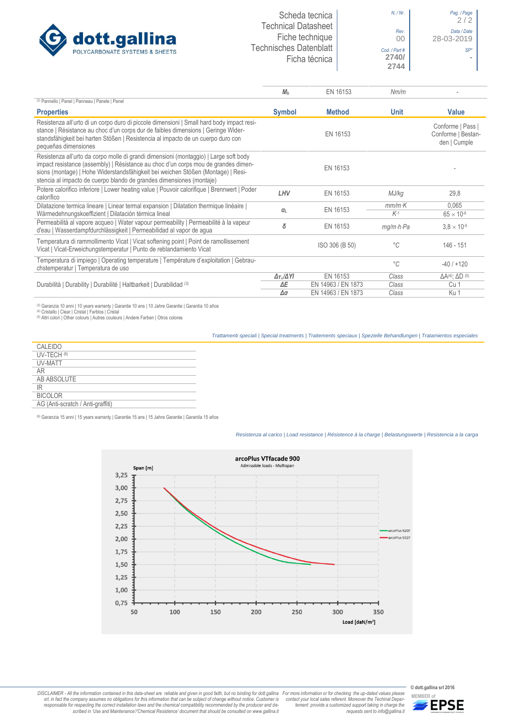| | | | | |
|---|---|---|---|---|
| | $M_b$ | EN 16153 | Nm/m | - |

(2) Pannello | Panel | Panneau | Panele | Panel

| Properties | Symbol | Method | Unit | Value |
|---|---|---|---|---|
| Resistenza all'urto di un corpo duro di piccole dimensioni \| Small hard body impact resistance \| Résistance au choc d'un corps dur de faibles dimensions \| Geringe Widerstandsfähigkeit bei harten Stößen \| Resistencia al impacto de un cuerpo duro con pequeñas dimensiones | | EN 16153 | | Conforme \| Pass \| Conforme \| Bestanden \| Cumple |
| Resistenza all'urto da corpo molle di grandi dimensioni (montaggio) \| Large soft body impact resistance (assembly) \| Résistance au choc d'un corps mou de grandes dimensions (montage) \| Hohe Widerstandsfähigkeit bei weichen Stößen (Montage) \| Resistencia al impacto de cuerpo blando de grandes dimensiones (montaje) | | EN 16153 | | - |
| Potere calorifico inferiore \| Lower heating value \| Pouvoir calorifique \| Brennwert \| Poder calorífico | LHV | EN 16153 | MJ/kg | 29,8 |
| Dilatazione termica lineare \| Linear termal expansion \| Dilatation thermique linéaire \| Wärmedehnungskoeffizient \| Dilatación térmica lineal | $\alpha_L$ | EN 16153 | mm/m·K | 0,065 |
| | | | $K^{-1}$ | $65 \times 10^{-6}$ |
| Permeabilità al vapore acqueo \| Water vapour permeability \| Perméabilité à la vapeur d'eau \| Wasserdampfdurchlässigkeit \| Permeabilidad al vapor de agua | $\delta$ | EN 16153 | mg/m·h·Pa | $3,8 \times 10^{-5}$ |
| Temperatura di rammollimento Vicat \| Vicat softening point \| Point de ramollissement Vicat \| Vicat-Erweichungstemperatur \| Punto de reblandamiento Vicat | | ISO 306 (B 50) | °C | 146 - 151 |
| Temperatura di impiego \| Operating temperature \| Température d'exploitation \| Gebrauchstemperatur \| Temperatura de uso | | | °C | -40 / +120 |
| Durabilità \| Durability \| Durabilité \| Haltbarkeit \| Durabilidad [3] | $\Delta\tau_v/\Delta YI$ | EN 16153 | Class | ΔA[4]; ΔD [5] |
| | $\Delta E$ | EN 14963 / EN 1873 | Class | Cu 1 |
| | $\Delta\sigma$ | EN 14963 / EN 1873 | Class | Ku 1 |

(3) Garanzia 10 anni | 10 years warranty | Garantie 10 ans | 10 Jahre Garantie | Garantía 10 años
(4) Cristallo | Clear | Cristal | Farblos | Cristal
(5) Altri colori | Other colours | Autres couleurs | Andere Farben | Otros colores

*Trattamenti speciali | Special treatments | Traitements speciaux | Spezielle Behandlungen | Tratamientos especiales*

- CALEIDO
- UV-TECH [6]
- UV-MATT
- AR
- AB ABSOLUTE
- IR
- BICOLOR
- AG (Anti-scratch / Anti-graffiti)

(6) Garanzia 15 anni | 15 years warranty | Garantie 15 ans | 15 Jahre Garantie | Garantía 15 años

*Resistenza al carico | Load resistance | Résistence à la charge | Belastungswerte | Resistencia a la carga*

arcoPlus VTfacade 900
Admissible loads - Multispan
Span [m]
3,25
3,00
2,75
2,50
2,25
2,00
1,75
1,50
1,25
1,00
0,75
50
100
150
200
250
300
350
Load [daN/m²]
arcoPlus 9207
arcoPlus 9327

DISCLAIMER - All the information contained in this data-sheet are reliable and given in good faith, but no binding for dott.gallina srl, in fact the company assumes no obligations for this information that can be subject of change without notice. Customer is responsable for respecting the correct installation laws and the chemical compatibility recommended by the producer and described in 'Use and Maintenance'/'Chemical Resistence' document that should be consulted on www.gallina.it

For more information or for checking the up-dated values please contact your local sales referent. Moreover the Techinal Department provide a customized support taking in charge the requests sent to info@gallina.it

© dott.gallina srl 2016